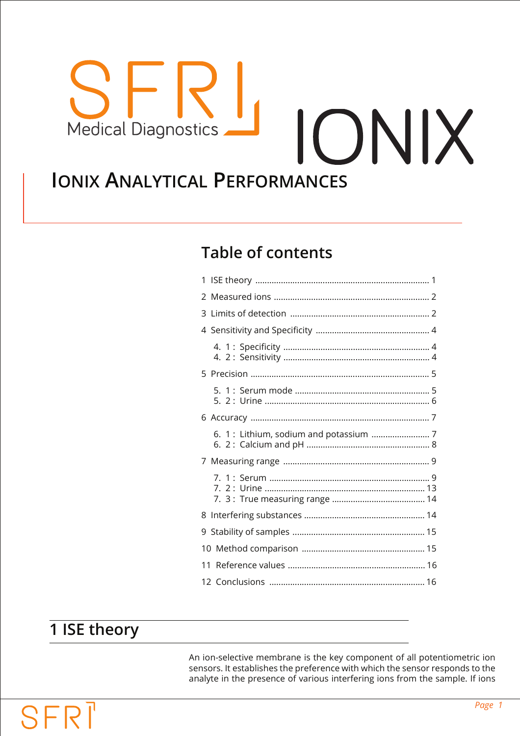SFRL Medical Diagnostics

IONIX

# IONIX ANALYTICAL PERFORMANCES

## Table of contents

1 ISE theory ........................................................................... 1

2 Measured ions ................................................................... 2

3 Limits of detection ............................................................ 2

4 Sensitivity and Specificity ................................................. 4

- 4. 1 : Specificity ............................................................... 4
- 4. 2 : Sensitivity ............................................................... 4

5 Precision ............................................................................. 5

- 5. 1 : Serum mode .......................................................... 5
- 5. 2 : Urine ....................................................................... 6

6 Accuracy ............................................................................. 7

- 6. 1 : Lithium, sodium and potassium .......................... 7
- 6. 2 : Calcium and pH ..................................................... 8

7 Measuring range ............................................................... 9

- 7. 1 : Serum ..................................................................... 9
- 7. 2 : Urine ..................................................................... 13
- 7. 3 : True measuring range ........................................ 14

8 Interfering substances .................................................... 14

9 Stability of samples ......................................................... 15

10 Method comparison ..................................................... 15

11 Reference values ........................................................... 16

12 Conclusions ................................................................... 16

# 1 ISE theory

An ion-selective membrane is the key component of all potentiometric ion sensors. It establishes the preference with which the sensor responds to the analyte in the presence of various interfering ions from the sample. If ions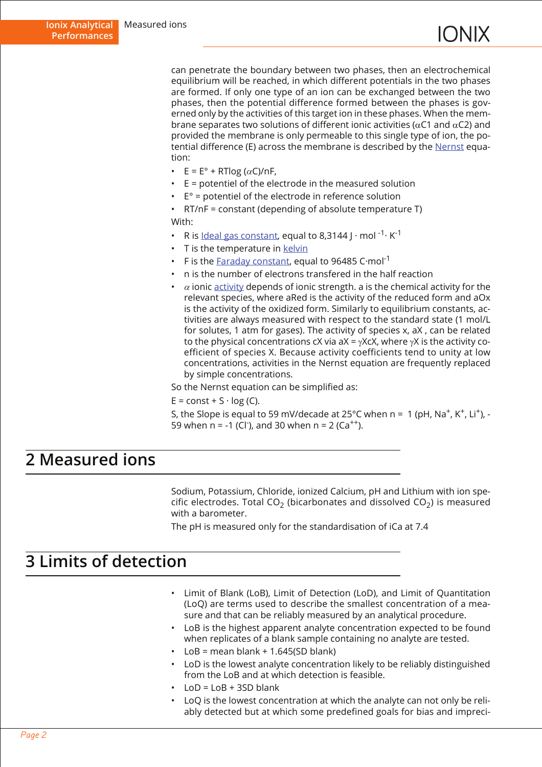can penetrate the boundary between two phases, then an electrochemical equilibrium will be reached, in which different potentials in the two phases are formed. If only one type of an ion can be exchanged between the two phases, then the potential difference formed between the phases is governed only by the activities of this target ion in these phases. When the membrane separates two solutions of different ionic activities ($\alpha$C1 and $\alpha$C2) and provided the membrane is only permeable to this single type of ion, the potential difference (E) across the membrane is described by the Nernst equation:

- E = E° + RTlog ($\alpha$C)/nF,
- E = potentiel of the electrode in the measured solution
- E° = potentiel of the electrode in reference solution
- RT/nF = constant (depending of absolute temperature T)

With:

- R is Ideal gas constant, equal to 8,3144 J · mol $^{-1}$· K$^{-1}$
- T is the temperature in kelvin
- F is the Faraday constant, equal to 96485 C·mol$^{-1}$
- n is the number of electrons transfered in the half reaction
- $\alpha$ ionic activity depends of ionic strength. a is the chemical activity for the relevant species, where aRed is the activity of the reduced form and aOx is the activity of the oxidized form. Similarly to equilibrium constants, activities are always measured with respect to the standard state (1 mol/L for solutes, 1 atm for gases). The activity of species x, aX , can be related to the physical concentrations cX via aX = $\gamma$XcX, where $\gamma$X is the activity coefficient of species X. Because activity coefficients tend to unity at low concentrations, activities in the Nernst equation are frequently replaced by simple concentrations.

So the Nernst equation can be simplified as:

E = const + S · log (C).

S, the Slope is equal to 59 mV/decade at 25°C when n = 1 (pH, $Na^+$, $K^+$, $Li^+$), -59 when n = -1 ($Cl^-$), and 30 when n = 2 ($Ca^{++}$).

# 2 Measured ions

Sodium, Potassium, Chloride, ionized Calcium, pH and Lithium with ion specific electrodes. Total $CO_2$ (bicarbonates and dissolved $CO_2$) is measured with a barometer.

The pH is measured only for the standardisation of iCa at 7.4

# 3 Limits of detection

- Limit of Blank (LoB), Limit of Detection (LoD), and Limit of Quantitation (LoQ) are terms used to describe the smallest concentration of a measure and that can be reliably measured by an analytical procedure.
- LoB is the highest apparent analyte concentration expected to be found when replicates of a blank sample containing no analyte are tested.
- LoB = mean blank + 1.645(SD blank)
- LoD is the lowest analyte concentration likely to be reliably distinguished from the LoB and at which detection is feasible.
- LoD = LoB + 3SD blank
- LoQ is the lowest concentration at which the analyte can not only be reliably detected but at which some predefined goals for bias and impreci-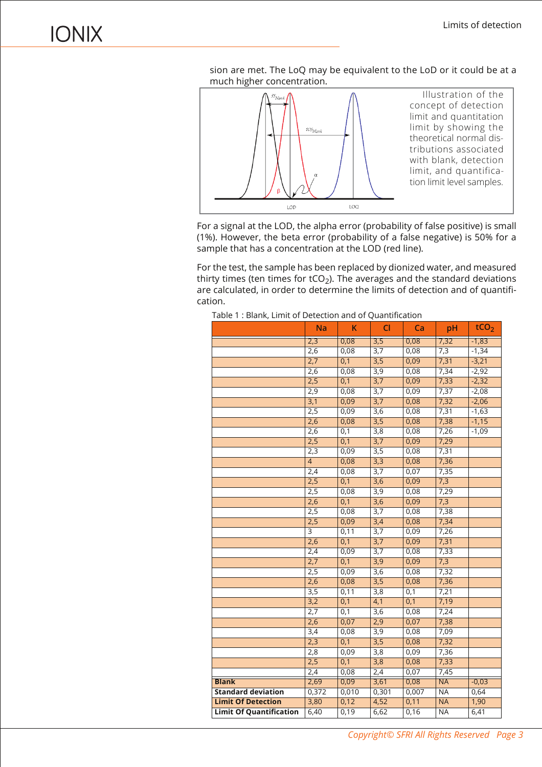sion are met. The LoQ may be equivalent to the LoD or it could be at a much higher concentration.

Illustration of the concept of detection limit and quantitation limit by showing the theoretical normal distributions associated with blank, detection limit, and quantification limit level samples.

For a signal at the LOD, the alpha error (probability of false positive) is small (1%). However, the beta error (probability of a false negative) is 50% for a sample that has a concentration at the LOD (red line).

For the test, the sample has been replaced by dionized water, and measured thirty times (ten times for $tCO_2$). The averages and the standard deviations are calculated, in order to determine the limits of detection and of quantification.

Table 1 : Blank, Limit of Detection and of Quantification

| | Na | K | Cl | Ca | pH | $tCO_2$ |
|---|---|---|---|---|---|---|
| | 2,3 | 0,08 | 3,5 | 0,08 | 7,32 | -1,83 |
| | 2,6 | 0,08 | 3,7 | 0,08 | 7,3 | -1,34 |
| | 2,7 | 0,1 | 3,5 | 0,09 | 7,31 | -3,21 |
| | 2,6 | 0,08 | 3,9 | 0,08 | 7,34 | -2,92 |
| | 2,5 | 0,1 | 3,7 | 0,09 | 7,33 | -2,32 |
| | 2,9 | 0,08 | 3,7 | 0,09 | 7,37 | -2,08 |
| | 3,1 | 0,09 | 3,7 | 0,08 | 7,32 | -2,06 |
| | 2,5 | 0,09 | 3,6 | 0,08 | 7,31 | -1,63 |
| | 2,6 | 0,08 | 3,5 | 0,08 | 7,38 | -1,15 |
| | 2,6 | 0,1 | 3,8 | 0,08 | 7,26 | -1,09 |
| | 2,5 | 0,1 | 3,7 | 0,09 | 7,29 | |
| | 2,3 | 0,09 | 3,5 | 0,08 | 7,31 | |
| | 4 | 0,08 | 3,3 | 0,08 | 7,36 | |
| | 2,4 | 0,08 | 3,7 | 0,07 | 7,35 | |
| | 2,5 | 0,1 | 3,6 | 0,09 | 7,3 | |
| | 2,5 | 0,08 | 3,9 | 0,08 | 7,29 | |
| | 2,6 | 0,1 | 3,6 | 0,09 | 7,3 | |
| | 2,5 | 0,08 | 3,7 | 0,08 | 7,38 | |
| | 2,5 | 0,09 | 3,4 | 0,08 | 7,34 | |
| | 3 | 0,11 | 3,7 | 0,09 | 7,26 | |
| | 2,6 | 0,1 | 3,7 | 0,09 | 7,31 | |
| | 2,4 | 0,09 | 3,7 | 0,08 | 7,33 | |
| | 2,7 | 0,1 | 3,9 | 0,09 | 7,3 | |
| | 2,5 | 0,09 | 3,6 | 0,08 | 7,32 | |
| | 2,6 | 0,08 | 3,5 | 0,08 | 7,36 | |
| | 3,5 | 0,11 | 3,8 | 0,1 | 7,21 | |
| | 3,2 | 0,1 | 4,1 | 0,1 | 7,19 | |
| | 2,7 | 0,1 | 3,6 | 0,08 | 7,24 | |
| | 2,6 | 0,07 | 2,9 | 0,07 | 7,38 | |
| | 3,4 | 0,08 | 3,9 | 0,08 | 7,09 | |
| | 2,3 | 0,1 | 3,5 | 0,08 | 7,32 | |
| | 2,8 | 0,09 | 3,8 | 0,09 | 7,36 | |
| | 2,5 | 0,1 | 3,8 | 0,08 | 7,33 | |
| | 2,4 | 0,08 | 2,4 | 0,07 | 7,45 | |
| **Blank** | 2,69 | 0,09 | 3,61 | 0,08 | NA | -0,03 |
| **Standard deviation** | 0,372 | 0,010 | 0,301 | 0,007 | NA | 0,64 |
| **Limit Of Detection** | 3,80 | 0,12 | 4,52 | 0,11 | NA | 1,90 |
| **Limit Of Quantification** | 6,40 | 0,19 | 6,62 | 0,16 | NA | 6,41 |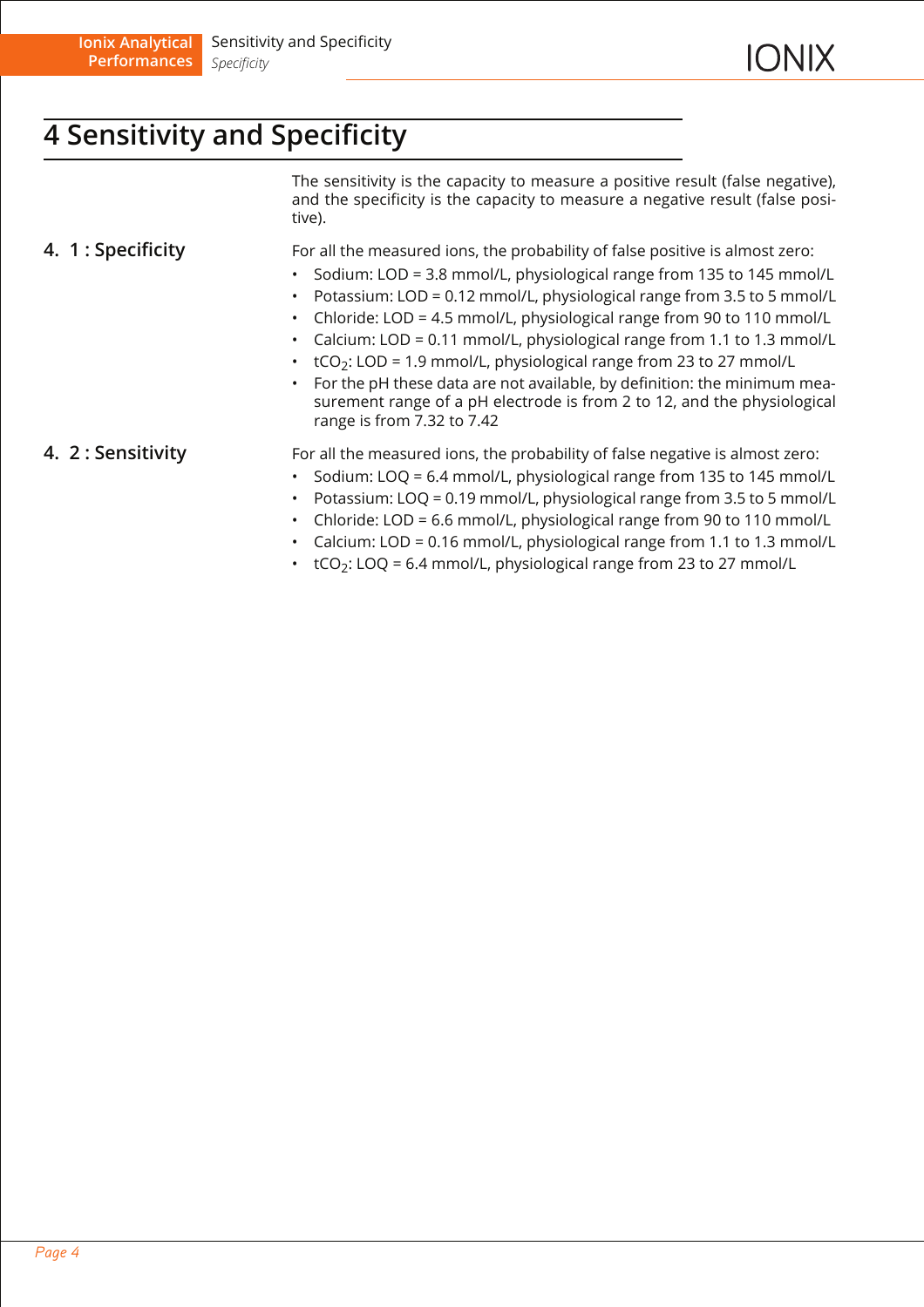# 4 Sensitivity and Specificity

The sensitivity is the capacity to measure a positive result (false negative), and the specificity is the capacity to measure a negative result (false positive).

## 4. 1 : Specificity

For all the measured ions, the probability of false positive is almost zero:

- Sodium: LOD = 3.8 mmol/L, physiological range from 135 to 145 mmol/L
- Potassium: LOD = 0.12 mmol/L, physiological range from 3.5 to 5 mmol/L
- Chloride: LOD = 4.5 mmol/L, physiological range from 90 to 110 mmol/L
- Calcium: LOD = 0.11 mmol/L, physiological range from 1.1 to 1.3 mmol/L
- $tCO_2$: LOD = 1.9 mmol/L, physiological range from 23 to 27 mmol/L
- For the pH these data are not available, by definition: the minimum measurement range of a pH electrode is from 2 to 12, and the physiological range is from 7.32 to 7.42

## 4. 2 : Sensitivity

For all the measured ions, the probability of false negative is almost zero:

- Sodium: LOQ = 6.4 mmol/L, physiological range from 135 to 145 mmol/L
- Potassium: LOQ = 0.19 mmol/L, physiological range from 3.5 to 5 mmol/L
- Chloride: LOD = 6.6 mmol/L, physiological range from 90 to 110 mmol/L
- Calcium: LOD = 0.16 mmol/L, physiological range from 1.1 to 1.3 mmol/L
- $tCO_2$: LOQ = 6.4 mmol/L, physiological range from 23 to 27 mmol/L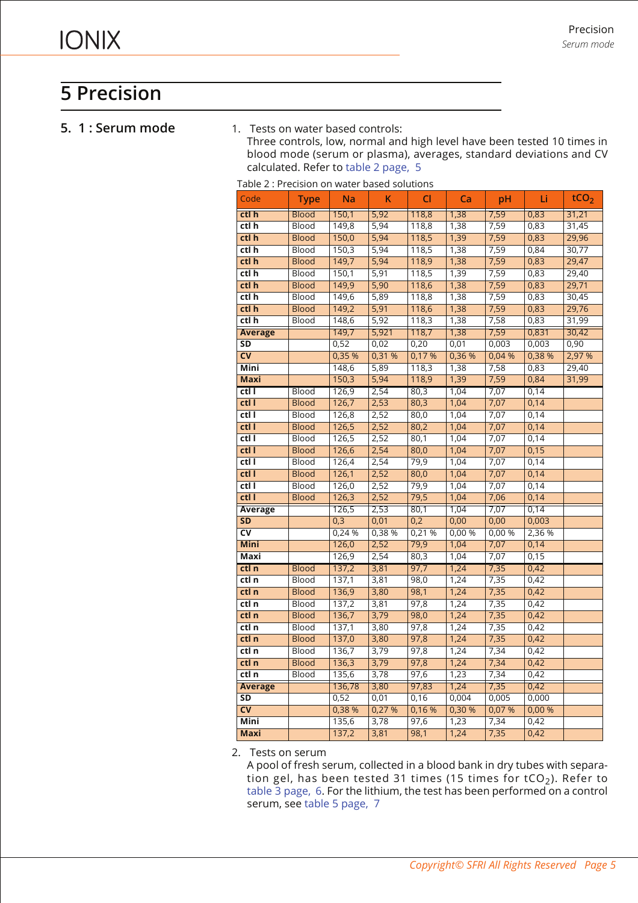# 5 Precision

## 5. 1 : Serum mode

1. Tests on water based controls:
   Three controls, low, normal and high level have been tested 10 times in blood mode (serum or plasma), averages, standard deviations and CV calculated. Refer to table 2 page, 5

Table 2 : Precision on water based solutions

| Code | Type | Na | K | Cl | Ca | pH | Li | $tCO_2$ |
|---|---|---|---|---|---|---|---|---|
| **ctl h** | Blood | 150,1 | 5,92 | 118,8 | 1,38 | 7,59 | 0,83 | 31,21 |
| **ctl h** | Blood | 149,8 | 5,94 | 118,8 | 1,38 | 7,59 | 0,83 | 31,45 |
| **ctl h** | Blood | 150,0 | 5,94 | 118,5 | 1,39 | 7,59 | 0,83 | 29,96 |
| **ctl h** | Blood | 150,3 | 5,94 | 118,5 | 1,38 | 7,59 | 0,84 | 30,77 |
| **ctl h** | Blood | 149,7 | 5,94 | 118,9 | 1,38 | 7,59 | 0,83 | 29,47 |
| **ctl h** | Blood | 150,1 | 5,91 | 118,5 | 1,39 | 7,59 | 0,83 | 29,40 |
| **ctl h** | Blood | 149,9 | 5,90 | 118,6 | 1,38 | 7,59 | 0,83 | 29,71 |
| **ctl h** | Blood | 149,6 | 5,89 | 118,8 | 1,38 | 7,59 | 0,83 | 30,45 |
| **ctl h** | Blood | 149,2 | 5,91 | 118,6 | 1,38 | 7,59 | 0,83 | 29,76 |
| **ctl h** | Blood | 148,6 | 5,92 | 118,3 | 1,38 | 7,58 | 0,83 | 31,99 |
| **Average** | | 149,7 | 5,921 | 118,7 | 1,38 | 7,59 | 0,831 | 30,42 |
| **SD** | | 0,52 | 0,02 | 0,20 | 0,01 | 0,003 | 0,003 | 0,90 |
| **CV** | | 0,35 % | 0,31 % | 0,17 % | 0,36 % | 0,04 % | 0,38 % | 2,97 % |
| **Mini** | | 148,6 | 5,89 | 118,3 | 1,38 | 7,58 | 0,83 | 29,40 |
| **Maxi** | | 150,3 | 5,94 | 118,9 | 1,39 | 7,59 | 0,84 | 31,99 |
| **ctl l** | Blood | 126,9 | 2,54 | 80,3 | 1,04 | 7,07 | 0,14 | |
| **ctl l** | Blood | 126,7 | 2,53 | 80,3 | 1,04 | 7,07 | 0,14 | |
| **ctl l** | Blood | 126,8 | 2,52 | 80,0 | 1,04 | 7,07 | 0,14 | |
| **ctl l** | Blood | 126,5 | 2,52 | 80,2 | 1,04 | 7,07 | 0,14 | |
| **ctl l** | Blood | 126,5 | 2,52 | 80,1 | 1,04 | 7,07 | 0,14 | |
| **ctl l** | Blood | 126,6 | 2,54 | 80,0 | 1,04 | 7,07 | 0,15 | |
| **ctl l** | Blood | 126,4 | 2,54 | 79,9 | 1,04 | 7,07 | 0,14 | |
| **ctl l** | Blood | 126,1 | 2,52 | 80,0 | 1,04 | 7,07 | 0,14 | |
| **ctl l** | Blood | 126,0 | 2,52 | 79,9 | 1,04 | 7,07 | 0,14 | |
| **ctl l** | Blood | 126,3 | 2,52 | 79,5 | 1,04 | 7,06 | 0,14 | |
| **Average** | | 126,5 | 2,53 | 80,1 | 1,04 | 7,07 | 0,14 | |
| **SD** | | 0,3 | 0,01 | 0,2 | 0,00 | 0,00 | 0,003 | |
| **CV** | | 0,24 % | 0,38 % | 0,21 % | 0,00 % | 0,00 % | 2,36 % | |
| **Mini** | | 126,0 | 2,52 | 79,9 | 1,04 | 7,07 | 0,14 | |
| **Maxi** | | 126,9 | 2,54 | 80,3 | 1,04 | 7,07 | 0,15 | |
| **ctl n** | Blood | 137,2 | 3,81 | 97,7 | 1,24 | 7,35 | 0,42 | |
| **ctl n** | Blood | 137,1 | 3,81 | 98,0 | 1,24 | 7,35 | 0,42 | |
| **ctl n** | Blood | 136,9 | 3,80 | 98,1 | 1,24 | 7,35 | 0,42 | |
| **ctl n** | Blood | 137,2 | 3,81 | 97,8 | 1,24 | 7,35 | 0,42 | |
| **ctl n** | Blood | 136,7 | 3,79 | 98,0 | 1,24 | 7,35 | 0,42 | |
| **ctl n** | Blood | 137,1 | 3,80 | 97,8 | 1,24 | 7,35 | 0,42 | |
| **ctl n** | Blood | 137,0 | 3,80 | 97,8 | 1,24 | 7,35 | 0,42 | |
| **ctl n** | Blood | 136,7 | 3,79 | 97,8 | 1,24 | 7,34 | 0,42 | |
| **ctl n** | Blood | 136,3 | 3,79 | 97,8 | 1,24 | 7,34 | 0,42 | |
| **ctl n** | Blood | 135,6 | 3,78 | 97,6 | 1,23 | 7,34 | 0,42 | |
| **Average** | | 136,78 | 3,80 | 97,83 | 1,24 | 7,35 | 0,42 | |
| **SD** | | 0,52 | 0,01 | 0,16 | 0,004 | 0,005 | 0,000 | |
| **CV** | | 0,38 % | 0,27 % | 0,16 % | 0,30 % | 0,07 % | 0,00 % | |
| **Mini** | | 135,6 | 3,78 | 97,6 | 1,23 | 7,34 | 0,42 | |
| **Maxi** | | 137,2 | 3,81 | 98,1 | 1,24 | 7,35 | 0,42 | |

2. Tests on serum
   A pool of fresh serum, collected in a blood bank in dry tubes with separation gel, has been tested 31 times (15 times for $tCO_2$). Refer to table 3 page, 6. For the lithium, the test has been performed on a control serum, see table 5 page, 7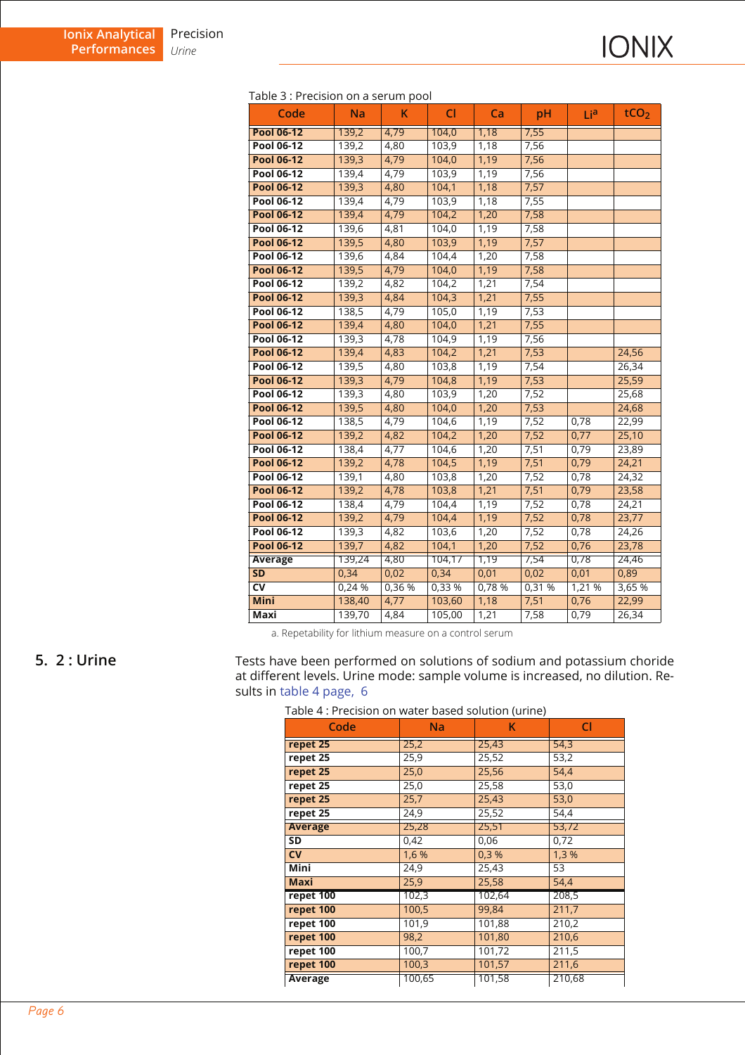Table 3 : Precision on a serum pool

| Code | Na | K | Cl | Ca | pH | Li[a] | $tCO_2$ |
|---|---|---|---|---|---|---|---|
| **Pool 06-12** | 139,2 | 4,79 | 104,0 | 1,18 | 7,55 | | |
| **Pool 06-12** | 139,2 | 4,80 | 103,9 | 1,18 | 7,56 | | |
| **Pool 06-12** | 139,3 | 4,79 | 104,0 | 1,19 | 7,56 | | |
| **Pool 06-12** | 139,4 | 4,79 | 103,9 | 1,19 | 7,56 | | |
| **Pool 06-12** | 139,3 | 4,80 | 104,1 | 1,18 | 7,57 | | |
| **Pool 06-12** | 139,4 | 4,79 | 103,9 | 1,18 | 7,55 | | |
| **Pool 06-12** | 139,4 | 4,79 | 104,2 | 1,20 | 7,58 | | |
| **Pool 06-12** | 139,6 | 4,81 | 104,0 | 1,19 | 7,58 | | |
| **Pool 06-12** | 139,5 | 4,80 | 103,9 | 1,19 | 7,57 | | |
| **Pool 06-12** | 139,6 | 4,84 | 104,4 | 1,20 | 7,58 | | |
| **Pool 06-12** | 139,5 | 4,79 | 104,0 | 1,19 | 7,58 | | |
| **Pool 06-12** | 139,2 | 4,82 | 104,2 | 1,21 | 7,54 | | |
| **Pool 06-12** | 139,3 | 4,84 | 104,3 | 1,21 | 7,55 | | |
| **Pool 06-12** | 138,5 | 4,79 | 105,0 | 1,19 | 7,53 | | |
| **Pool 06-12** | 139,4 | 4,80 | 104,0 | 1,21 | 7,55 | | |
| **Pool 06-12** | 139,3 | 4,78 | 104,9 | 1,19 | 7,56 | | |
| **Pool 06-12** | 139,4 | 4,83 | 104,2 | 1,21 | 7,53 | | 24,56 |
| **Pool 06-12** | 139,5 | 4,80 | 103,8 | 1,19 | 7,54 | | 26,34 |
| **Pool 06-12** | 139,3 | 4,79 | 104,8 | 1,19 | 7,53 | | 25,59 |
| **Pool 06-12** | 139,3 | 4,80 | 103,9 | 1,20 | 7,52 | | 25,68 |
| **Pool 06-12** | 139,5 | 4,80 | 104,0 | 1,20 | 7,53 | | 24,68 |
| **Pool 06-12** | 138,5 | 4,79 | 104,6 | 1,19 | 7,52 | 0,78 | 22,99 |
| **Pool 06-12** | 139,2 | 4,82 | 104,2 | 1,20 | 7,52 | 0,77 | 25,10 |
| **Pool 06-12** | 138,4 | 4,77 | 104,6 | 1,20 | 7,51 | 0,79 | 23,89 |
| **Pool 06-12** | 139,2 | 4,78 | 104,5 | 1,19 | 7,51 | 0,79 | 24,21 |
| **Pool 06-12** | 139,1 | 4,80 | 103,8 | 1,20 | 7,52 | 0,78 | 24,32 |
| **Pool 06-12** | 139,2 | 4,78 | 103,8 | 1,21 | 7,51 | 0,79 | 23,58 |
| **Pool 06-12** | 138,4 | 4,79 | 104,4 | 1,19 | 7,52 | 0,78 | 24,21 |
| **Pool 06-12** | 139,2 | 4,79 | 104,4 | 1,19 | 7,52 | 0,78 | 23,77 |
| **Pool 06-12** | 139,3 | 4,82 | 103,6 | 1,20 | 7,52 | 0,78 | 24,26 |
| **Pool 06-12** | 139,7 | 4,82 | 104,1 | 1,20 | 7,52 | 0,76 | 23,78 |
| **Average** | 139,24 | 4,80 | 104,17 | 1,19 | 7,54 | 0,78 | 24,46 |
| **SD** | 0,34 | 0,02 | 0,34 | 0,01 | 0,02 | 0,01 | 0,89 |
| **CV** | 0,24 % | 0,36 % | 0,33 % | 0,78 % | 0,31 % | 1,21 % | 3,65 % |
| **Mini** | 138,40 | 4,77 | 103,60 | 1,18 | 7,51 | 0,76 | 22,99 |
| **Maxi** | 139,70 | 4,84 | 105,00 | 1,21 | 7,58 | 0,79 | 26,34 |

a. Repetability for lithium measure on a control serum

## 5. 2 : Urine

Tests have been performed on solutions of sodium and potassium choride at different levels. Urine mode: sample volume is increased, no dilution. Results in table 4 page, 6

Table 4 : Precision on water based solution (urine)

| Code | Na | K | Cl |
|---|---|---|---|
| **repet 25** | 25,2 | 25,43 | 54,3 |
| **repet 25** | 25,9 | 25,52 | 53,2 |
| **repet 25** | 25,0 | 25,56 | 54,4 |
| **repet 25** | 25,0 | 25,58 | 53,0 |
| **repet 25** | 25,7 | 25,43 | 53,0 |
| **repet 25** | 24,9 | 25,52 | 54,4 |
| **Average** | 25,28 | 25,51 | 53,72 |
| **SD** | 0,42 | 0,06 | 0,72 |
| **CV** | 1,6 % | 0,3 % | 1,3 % |
| **Mini** | 24,9 | 25,43 | 53 |
| **Maxi** | 25,9 | 25,58 | 54,4 |
| **repet 100** | 102,3 | 102,64 | 208,5 |
| **repet 100** | 100,5 | 99,84 | 211,7 |
| **repet 100** | 101,9 | 101,88 | 210,2 |
| **repet 100** | 98,2 | 101,80 | 210,6 |
| **repet 100** | 100,7 | 101,72 | 211,5 |
| **repet 100** | 100,3 | 101,57 | 211,6 |
| **Average** | 100,65 | 101,58 | 210,68 |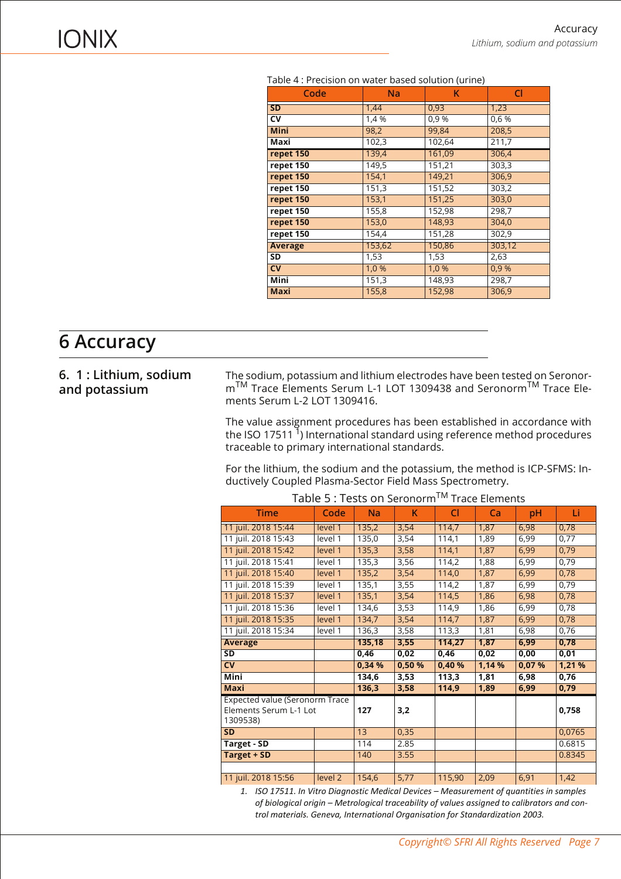Table 4 : Precision on water based solution (urine)

| Code | Na | K | Cl |
|---|---|---|---|
| **SD** | 1,44 | 0,93 | 1,23 |
| **CV** | 1,4 % | 0,9 % | 0,6 % |
| **Mini** | 98,2 | 99,84 | 208,5 |
| **Maxi** | 102,3 | 102,64 | 211,7 |
| **repet 150** | 139,4 | 161,09 | 306,4 |
| **repet 150** | 149,5 | 151,21 | 303,3 |
| **repet 150** | 154,1 | 149,21 | 306,9 |
| **repet 150** | 151,3 | 151,52 | 303,2 |
| **repet 150** | 153,1 | 151,25 | 303,0 |
| **repet 150** | 155,8 | 152,98 | 298,7 |
| **repet 150** | 153,0 | 148,93 | 304,0 |
| **repet 150** | 154,4 | 151,28 | 302,9 |
| **Average** | 153,62 | 150,86 | 303,12 |
| **SD** | 1,53 | 1,53 | 2,63 |
| **CV** | 1,0 % | 1,0 % | 0,9 % |
| **Mini** | 151,3 | 148,93 | 298,7 |
| **Maxi** | 155,8 | 152,98 | 306,9 |

# 6 Accuracy

## 6. 1 : Lithium, sodium and potassium

The sodium, potassium and lithium electrodes have been tested on Seronorm™ Trace Elements Serum L-1 LOT 1309438 and Seronorm™ Trace Elements Serum L-2 LOT 1309416.

The value assignment procedures has been established in accordance with the ISO 17511 [1]) International standard using reference method procedures traceable to primary international standards.

For the lithium, the sodium and the potassium, the method is ICP-SFMS: Inductively Coupled Plasma-Sector Field Mass Spectrometry.

Table 5 : Tests on Seronorm™ Trace Elements

| Time | Code | Na | K | Cl | Ca | pH | Li |
|---|---|---|---|---|---|---|---|
| 11 juil. 2018 15:44 | level 1 | 135,2 | 3,54 | 114,7 | 1,87 | 6,98 | 0,78 |
| 11 juil. 2018 15:43 | level 1 | 135,0 | 3,54 | 114,1 | 1,89 | 6,99 | 0,77 |
| 11 juil. 2018 15:42 | level 1 | 135,3 | 3,58 | 114,1 | 1,87 | 6,99 | 0,79 |
| 11 juil. 2018 15:41 | level 1 | 135,3 | 3,56 | 114,2 | 1,88 | 6,99 | 0,79 |
| 11 juil. 2018 15:40 | level 1 | 135,2 | 3,54 | 114,0 | 1,87 | 6,99 | 0,78 |
| 11 juil. 2018 15:39 | level 1 | 135,1 | 3,55 | 114,2 | 1,87 | 6,99 | 0,79 |
| 11 juil. 2018 15:37 | level 1 | 135,1 | 3,54 | 114,5 | 1,86 | 6,98 | 0,78 |
| 11 juil. 2018 15:36 | level 1 | 134,6 | 3,53 | 114,9 | 1,86 | 6,99 | 0,78 |
| 11 juil. 2018 15:35 | level 1 | 134,7 | 3,54 | 114,7 | 1,87 | 6,99 | 0,78 |
| 11 juil. 2018 15:34 | level 1 | 136,3 | 3,58 | 113,3 | 1,81 | 6,98 | 0,76 |
| **Average** | | **135,18** | **3,55** | **114,27** | **1,87** | **6,99** | **0,78** |
| **SD** | | **0,46** | **0,02** | **0,46** | **0,02** | **0,00** | **0,01** |
| **CV** | | **0,34 %** | **0,50 %** | **0,40 %** | **1,14 %** | **0,07 %** | **1,21 %** |
| **Mini** | | **134,6** | **3,53** | **113,3** | **1,81** | **6,98** | **0,76** |
| **Maxi** | | **136,3** | **3,58** | **114,9** | **1,89** | **6,99** | **0,79** |
| Expected value (Seronorm Trace Elements Serum L-1 Lot 1309538) | | **127** | **3,2** | | | | **0,758** |
| **SD** | | 13 | 0,35 | | | | 0,0765 |
| **Target - SD** | | 114 | 2.85 | | | | 0.6815 |
| **Target + SD** | | 140 | 3.55 | | | | 0.8345 |
| | | | | | | | |
| 11 juil. 2018 15:56 | level 2 | 154,6 | 5,77 | 115,90 | 2,09 | 6,91 | 1,42 |

1. *ISO 17511. In Vitro Diagnostic Medical Devices – Measurement of quantities in samples of biological origin – Metrological traceability of values assigned to calibrators and control materials. Geneva, International Organisation for Standardization 2003.*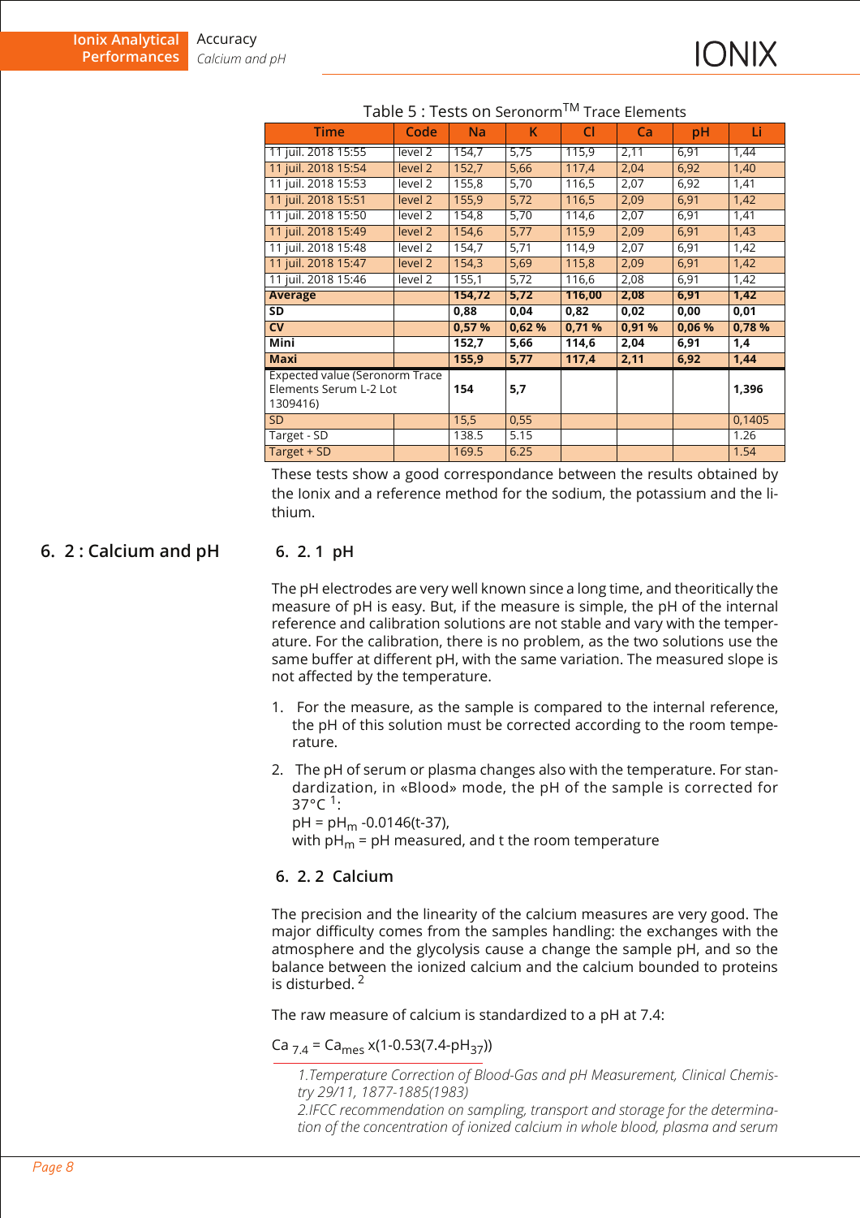Table 5 : Tests on Seronorm™ Trace Elements

| Time | Code | Na | K | Cl | Ca | pH | Li |
|---|---|---|---|---|---|---|---|
| 11 juil. 2018 15:55 | level 2 | 154,7 | 5,75 | 115,9 | 2,11 | 6,91 | 1,44 |
| 11 juil. 2018 15:54 | level 2 | 152,7 | 5,66 | 117,4 | 2,04 | 6,92 | 1,40 |
| 11 juil. 2018 15:53 | level 2 | 155,8 | 5,70 | 116,5 | 2,07 | 6,92 | 1,41 |
| 11 juil. 2018 15:51 | level 2 | 155,9 | 5,72 | 116,5 | 2,09 | 6,91 | 1,42 |
| 11 juil. 2018 15:50 | level 2 | 154,8 | 5,70 | 114,6 | 2,07 | 6,91 | 1,41 |
| 11 juil. 2018 15:49 | level 2 | 154,6 | 5,77 | 115,9 | 2,09 | 6,91 | 1,43 |
| 11 juil. 2018 15:48 | level 2 | 154,7 | 5,71 | 114,9 | 2,07 | 6,91 | 1,42 |
| 11 juil. 2018 15:47 | level 2 | 154,3 | 5,69 | 115,8 | 2,09 | 6,91 | 1,42 |
| 11 juil. 2018 15:46 | level 2 | 155,1 | 5,72 | 116,6 | 2,08 | 6,91 | 1,42 |
| **Average** | | **154,72** | **5,72** | **116,00** | **2,08** | **6,91** | **1,42** |
| **SD** | | **0,88** | **0,04** | **0,82** | **0,02** | **0,00** | **0,01** |
| **CV** | | **0,57 %** | **0,62 %** | **0,71 %** | **0,91 %** | **0,06 %** | **0,78 %** |
| **Mini** | | **152,7** | **5,66** | **114,6** | **2,04** | **6,91** | **1,4** |
| **Maxi** | | **155,9** | **5,77** | **117,4** | **2,11** | **6,92** | **1,44** |
| Expected value (Seronorm Trace Elements Serum L-2 Lot 1309416) | | **154** | **5,7** | | | | **1,396** |
| SD | | 15,5 | 0,55 | | | | 0,1405 |
| Target - SD | | 138.5 | 5.15 | | | | 1.26 |
| Target + SD | | 169.5 | 6.25 | | | | 1.54 |

These tests show a good correspondance between the results obtained by the Ionix and a reference method for the sodium, the potassium and the lithium.

## 6. 2 : Calcium and pH

### 6. 2. 1 pH

The pH electrodes are very well known since a long time, and theoritically the measure of pH is easy. But, if the measure is simple, the pH of the internal reference and calibration solutions are not stable and vary with the temperature. For the calibration, there is no problem, as the two solutions use the same buffer at different pH, with the same variation. The measured slope is not affected by the temperature.

1. For the measure, as the sample is compared to the internal reference, the pH of this solution must be corrected according to the room temperature.
2. The pH of serum or plasma changes also with the temperature. For standardization, in «Blood» mode, the pH of the sample is corrected for 37°C [1]:

   $pH = pH_m - 0.0146(t-37)$,

   with $pH_m$ = pH measured, and t the room temperature

### 6. 2. 2 Calcium

The precision and the linearity of the calcium measures are very good. The major difficulty comes from the samples handling: the exchanges with the atmosphere and the glycolysis cause a change the sample pH, and so the balance between the ionized calcium and the calcium bounded to proteins is disturbed. [2]

The raw measure of calcium is standardized to a pH at 7.4:

$Ca_{7.4} = Ca_{mes} \times (1-0.53(7.4-pH_{37}))$

*1.Temperature Correction of Blood-Gas and pH Measurement, Clinical Chemistry 29/11, 1877-1885(1983)*

*2.IFCC recommendation on sampling, transport and storage for the determination of the concentration of ionized calcium in whole blood, plasma and serum*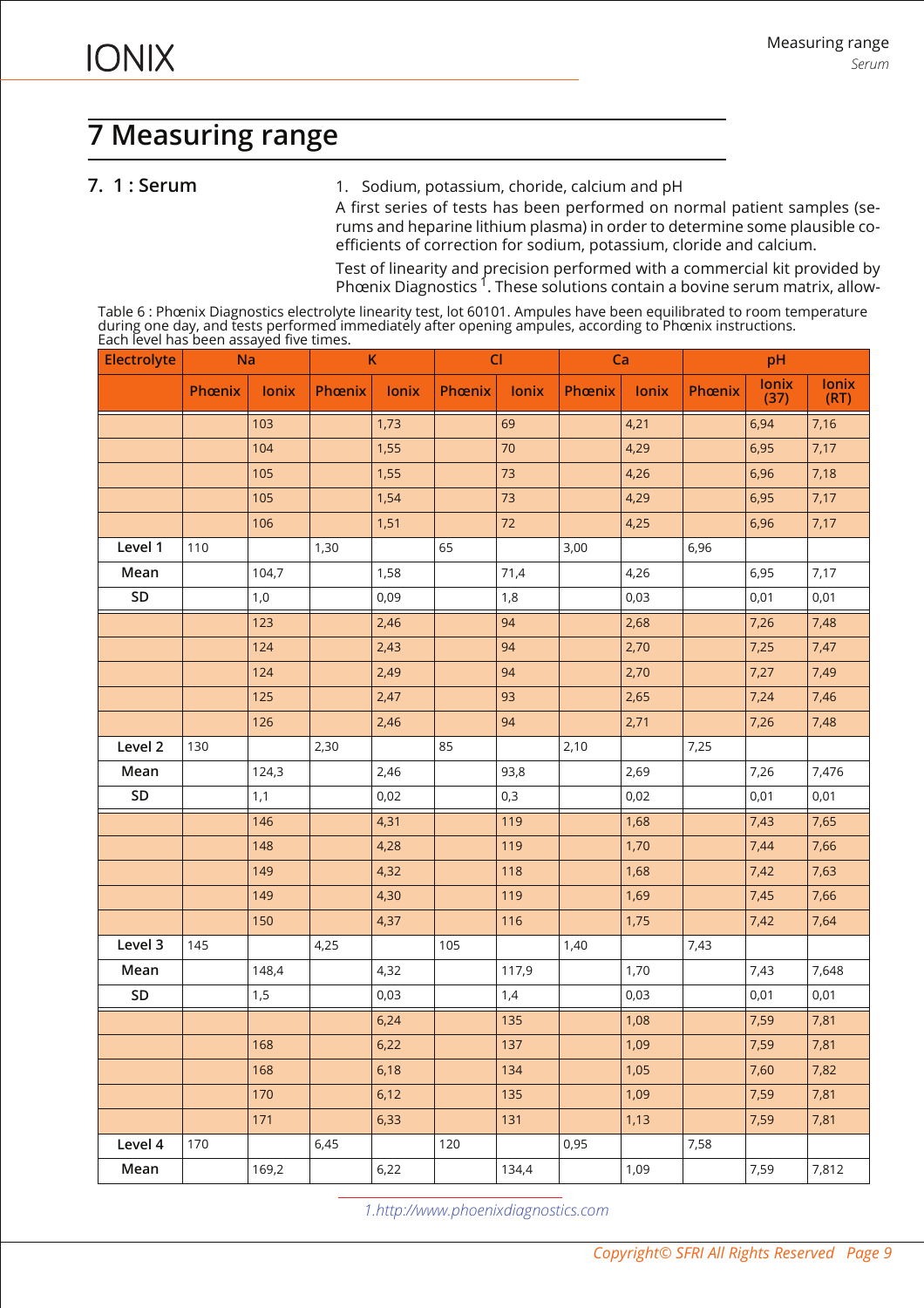# 7 Measuring range

## 7. 1 : Serum

1. Sodium, potassium, choride, calcium and pH

A first series of tests has been performed on normal patient samples (serums and heparine lithium plasma) in order to determine some plausible coefficients of correction for sodium, potassium, cloride and calcium.

Test of linearity and precision performed with a commercial kit provided by Phœnix Diagnostics [1]. These solutions contain a bovine serum matrix, allow-

Table 6 : Phœnix Diagnostics electrolyte linearity test, lot 60101. Ampules have been equilibrated to room temperature during one day, and tests performed immediately after opening ampules, according to Phœnix instructions. Each level has been assayed five times.

| Electrolyte | Na | | K | | Cl | | Ca | | pH | | |
|---|---|---|---|---|---|---|---|---|---|---|---|
| | Phœnix | Ionix | Phœnix | Ionix | Phœnix | Ionix | Phœnix | Ionix | Phœnix | Ionix (37) | Ionix (RT) |
| | | 103 | | 1,73 | | 69 | | 4,21 | | 6,94 | 7,16 |
| | | 104 | | 1,55 | | 70 | | 4,29 | | 6,95 | 7,17 |
| | | 105 | | 1,55 | | 73 | | 4,26 | | 6,96 | 7,18 |
| | | 105 | | 1,54 | | 73 | | 4,29 | | 6,95 | 7,17 |
| | | 106 | | 1,51 | | 72 | | 4,25 | | 6,96 | 7,17 |
| **Level 1** | 110 | | 1,30 | | 65 | | 3,00 | | 6,96 | | |
| **Mean** | | 104,7 | | 1,58 | | 71,4 | | 4,26 | | 6,95 | 7,17 |
| **SD** | | 1,0 | | 0,09 | | 1,8 | | 0,03 | | 0,01 | 0,01 |
| | | 123 | | 2,46 | | 94 | | 2,68 | | 7,26 | 7,48 |
| | | 124 | | 2,43 | | 94 | | 2,70 | | 7,25 | 7,47 |
| | | 124 | | 2,49 | | 94 | | 2,70 | | 7,27 | 7,49 |
| | | 125 | | 2,47 | | 93 | | 2,65 | | 7,24 | 7,46 |
| | | 126 | | 2,46 | | 94 | | 2,71 | | 7,26 | 7,48 |
| **Level 2** | 130 | | 2,30 | | 85 | | 2,10 | | 7,25 | | |
| **Mean** | | 124,3 | | 2,46 | | 93,8 | | 2,69 | | 7,26 | 7,476 |
| **SD** | | 1,1 | | 0,02 | | 0,3 | | 0,02 | | 0,01 | 0,01 |
| | | 146 | | 4,31 | | 119 | | 1,68 | | 7,43 | 7,65 |
| | | 148 | | 4,28 | | 119 | | 1,70 | | 7,44 | 7,66 |
| | | 149 | | 4,32 | | 118 | | 1,68 | | 7,42 | 7,63 |
| | | 149 | | 4,30 | | 119 | | 1,69 | | 7,45 | 7,66 |
| | | 150 | | 4,37 | | 116 | | 1,75 | | 7,42 | 7,64 |
| **Level 3** | 145 | | 4,25 | | 105 | | 1,40 | | 7,43 | | |
| **Mean** | | 148,4 | | 4,32 | | 117,9 | | 1,70 | | 7,43 | 7,648 |
| **SD** | | 1,5 | | 0,03 | | 1,4 | | 0,03 | | 0,01 | 0,01 |
| | | | | 6,24 | | 135 | | 1,08 | | 7,59 | 7,81 |
| | | 168 | | 6,22 | | 137 | | 1,09 | | 7,59 | 7,81 |
| | | 168 | | 6,18 | | 134 | | 1,05 | | 7,60 | 7,82 |
| | | 170 | | 6,12 | | 135 | | 1,09 | | 7,59 | 7,81 |
| | | 171 | | 6,33 | | 131 | | 1,13 | | 7,59 | 7,81 |
| **Level 4** | 170 | | 6,45 | | 120 | | 0,95 | | 7,58 | | |
| **Mean** | | 169,2 | | 6,22 | | 134,4 | | 1,09 | | 7,59 | 7,812 |

1. http://www.phoenixdiagnostics.com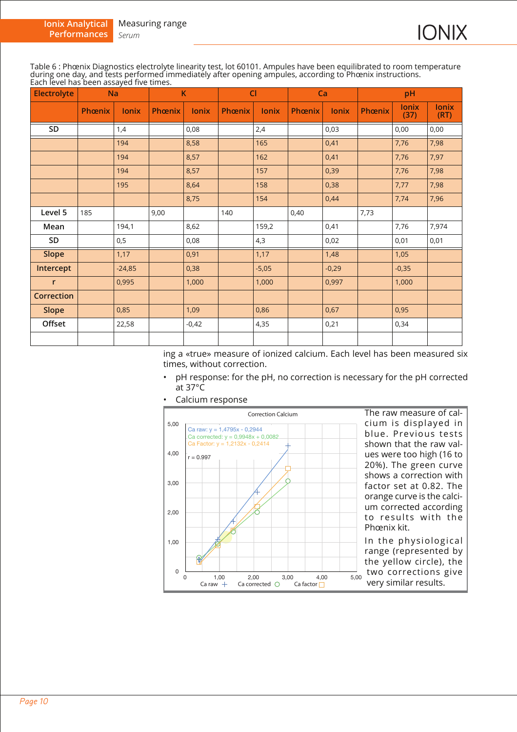Table 6 : Phœnix Diagnostics electrolyte linearity test, lot 60101. Ampules have been equilibrated to room temperature during one day, and tests performed immediately after opening ampules, according to Phœnix instructions. Each level has been assayed five times.

| Electrolyte | Na | | K | | Cl | | Ca | | pH | | |
|---|---|---|---|---|---|---|---|---|---|---|---|
| | Phœnix | Ionix | Phœnix | Ionix | Phœnix | Ionix | Phœnix | Ionix | Phœnix | Ionix (37) | Ionix (RT) |
| SD | | 1,4 | | 0,08 | | 2,4 | | 0,03 | | 0,00 | 0,00 |
| | | 194 | | 8,58 | | 165 | | 0,41 | | 7,76 | 7,98 |
| | | 194 | | 8,57 | | 162 | | 0,41 | | 7,76 | 7,97 |
| | | 194 | | 8,57 | | 157 | | 0,39 | | 7,76 | 7,98 |
| | | 195 | | 8,64 | | 158 | | 0,38 | | 7,77 | 7,98 |
| | | | | 8,75 | | 154 | | 0,44 | | 7,74 | 7,96 |
| Level 5 | 185 | | 9,00 | | 140 | | 0,40 | | 7,73 | | |
| Mean | | 194,1 | | 8,62 | | 159,2 | | 0,41 | | 7,76 | 7,974 |
| SD | | 0,5 | | 0,08 | | 4,3 | | 0,02 | | 0,01 | 0,01 |
| Slope | | 1,17 | | 0,91 | | 1,17 | | 1,48 | | 1,05 | |
| Intercept | | -24,85 | | 0,38 | | -5,05 | | -0,29 | | -0,35 | |
| r | | 0,995 | | 1,000 | | 1,000 | | 0,997 | | 1,000 | |
| Correction | | | | | | | | | | | |
| Slope | | 0,85 | | 1,09 | | 0,86 | | 0,67 | | 0,95 | |
| Offset | | 22,58 | | -0,42 | | 4,35 | | 0,21 | | 0,34 | |
| | | | | | | | | | | | |

ing a «true» measure of ionized calcium. Each level has been measured six times, without correction.

- pH response: for the pH, no correction is necessary for the pH corrected at 37°C
- Calcium response

Correction Calcium

Ca raw: y = 1,4795x - 0,2944
Ca corrected: y = 0,9948x + 0,0082
Ca Factor: y = 1,2132x - 0,2414
r = 0.997

Ca raw + Ca corrected ○ Ca factor □

The raw measure of calcium is displayed in blue. Previous tests shown that the raw values were too high (16 to 20%). The green curve shows a correction with factor set at 0.82. The orange curve is the calcium corrected according to results with the Phœnix kit.

In the physiological range (represented by the yellow circle), the two corrections give very similar results.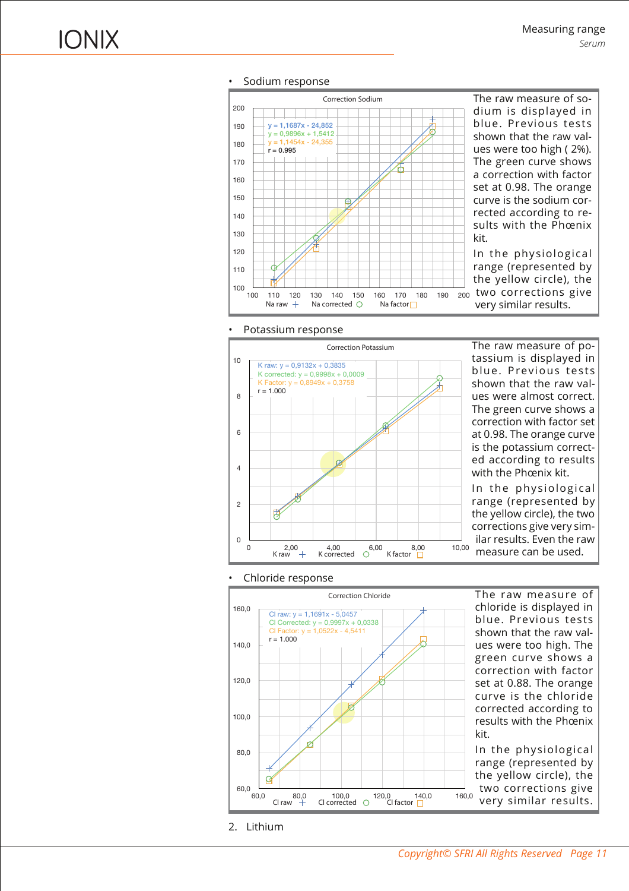- Sodium response

Correction Sodium

y = 1,1687x - 24,852
y = 0,9896x + 1,5412
y = 1,1454x - 24,355
r = 0.995

Na raw | Na corrected | Na factor

The raw measure of sodium is displayed in blue. Previous tests shown that the raw values were too high ( 2%). The green curve shows a correction with factor set at 0.98. The orange curve is the sodium corrected according to results with the Phœnix kit.

In the physiological range (represented by the yellow circle), the two corrections give very similar results.

- Potassium response

Correction Potassium

K raw: y = 0,9132x + 0,3835
K corrected: y = 0,9998x + 0,0009
K Factor: y = 0,8949x + 0,3758
r = 1.000

K raw | K corrected | K factor

The raw measure of potassium is displayed in blue. Previous tests shown that the raw values were almost correct. The green curve shows a correction with factor set at 0.98. The orange curve is the potassium corrected according to results with the Phœnix kit.

In the physiological range (represented by the yellow circle), the two corrections give very similar results. Even the raw measure can be used.

- Chloride response

Correction Chloride

Cl raw: y = 1,1691x - 5,0457
Cl Corrected: y = 0,9997x + 0,0338
Cl Factor: y = 1,0522x - 4,5411
r = 1.000

Cl raw | Cl corrected | Cl factor

The raw measure of chloride is displayed in blue. Previous tests shown that the raw values were too high. The green curve shows a correction with factor set at 0.88. The orange curve is the chloride corrected according to results with the Phœnix kit.

In the physiological range (represented by the yellow circle), the two corrections give very similar results.

2. Lithium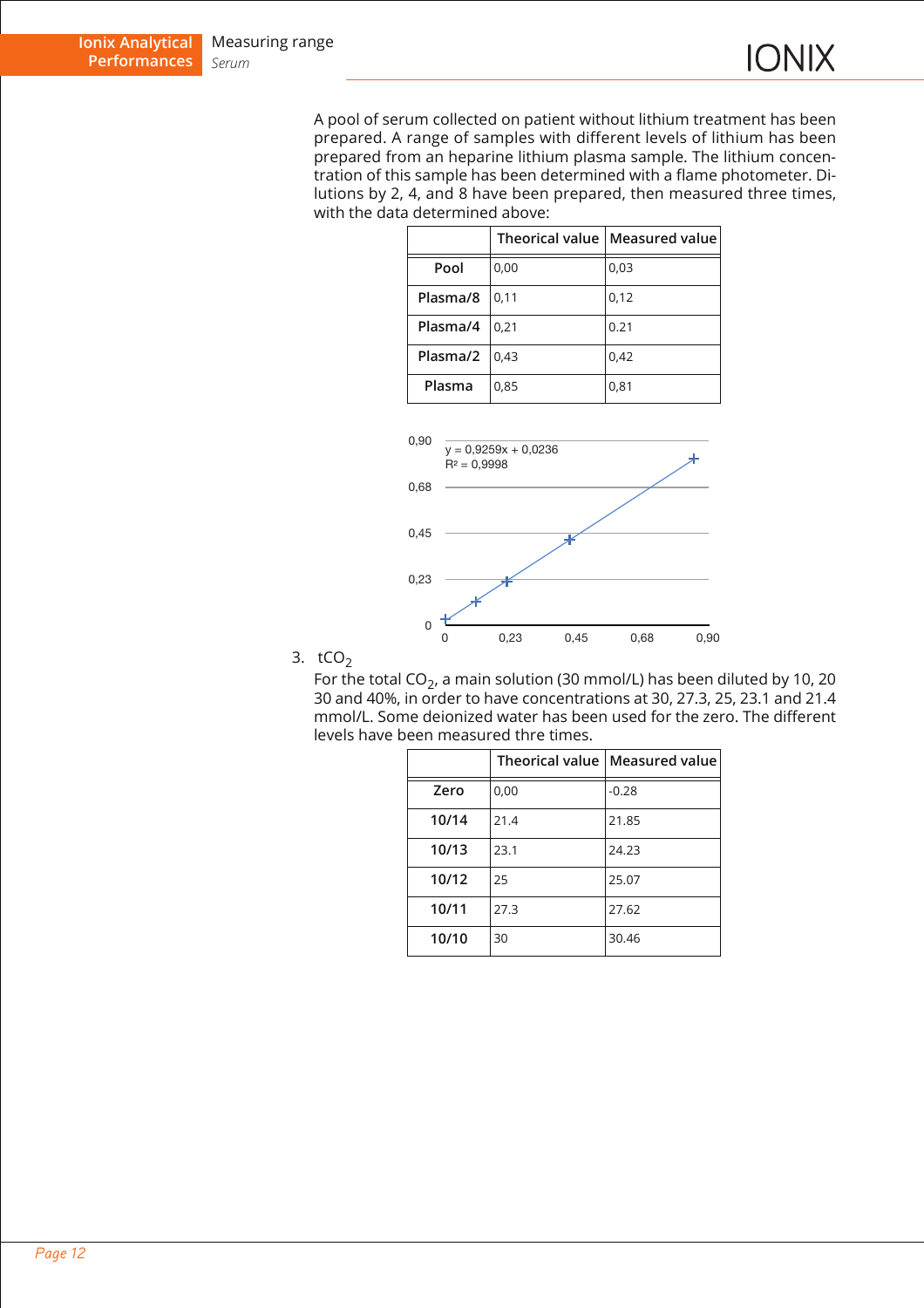A pool of serum collected on patient without lithium treatment has been prepared. A range of samples with different levels of lithium has been prepared from an heparine lithium plasma sample. The lithium concentration of this sample has been determined with a flame photometer. Dilutions by 2, 4, and 8 have been prepared, then measured three times, with the data determined above:

| | Theorical value | Measured value |
|---|---|---|
| **Pool** | 0,00 | 0,03 |
| **Plasma/8** | 0,11 | 0,12 |
| **Plasma/4** | 0,21 | 0.21 |
| **Plasma/2** | 0,43 | 0,42 |
| **Plasma** | 0,85 | 0,81 |

y = 0,9259x + 0,0236
$R^2$ = 0,9998

3. $tCO_2$

For the total $CO_2$, a main solution (30 mmol/L) has been diluted by 10, 20 30 and 40%, in order to have concentrations at 30, 27.3, 25, 23.1 and 21.4 mmol/L. Some deionized water has been used for the zero. The different levels have been measured thre times.

| | Theorical value | Measured value |
|---|---|---|
| **Zero** | 0,00 | -0.28 |
| **10/14** | 21.4 | 21.85 |
| **10/13** | 23.1 | 24.23 |
| **10/12** | 25 | 25.07 |
| **10/11** | 27.3 | 27.62 |
| **10/10** | 30 | 30.46 |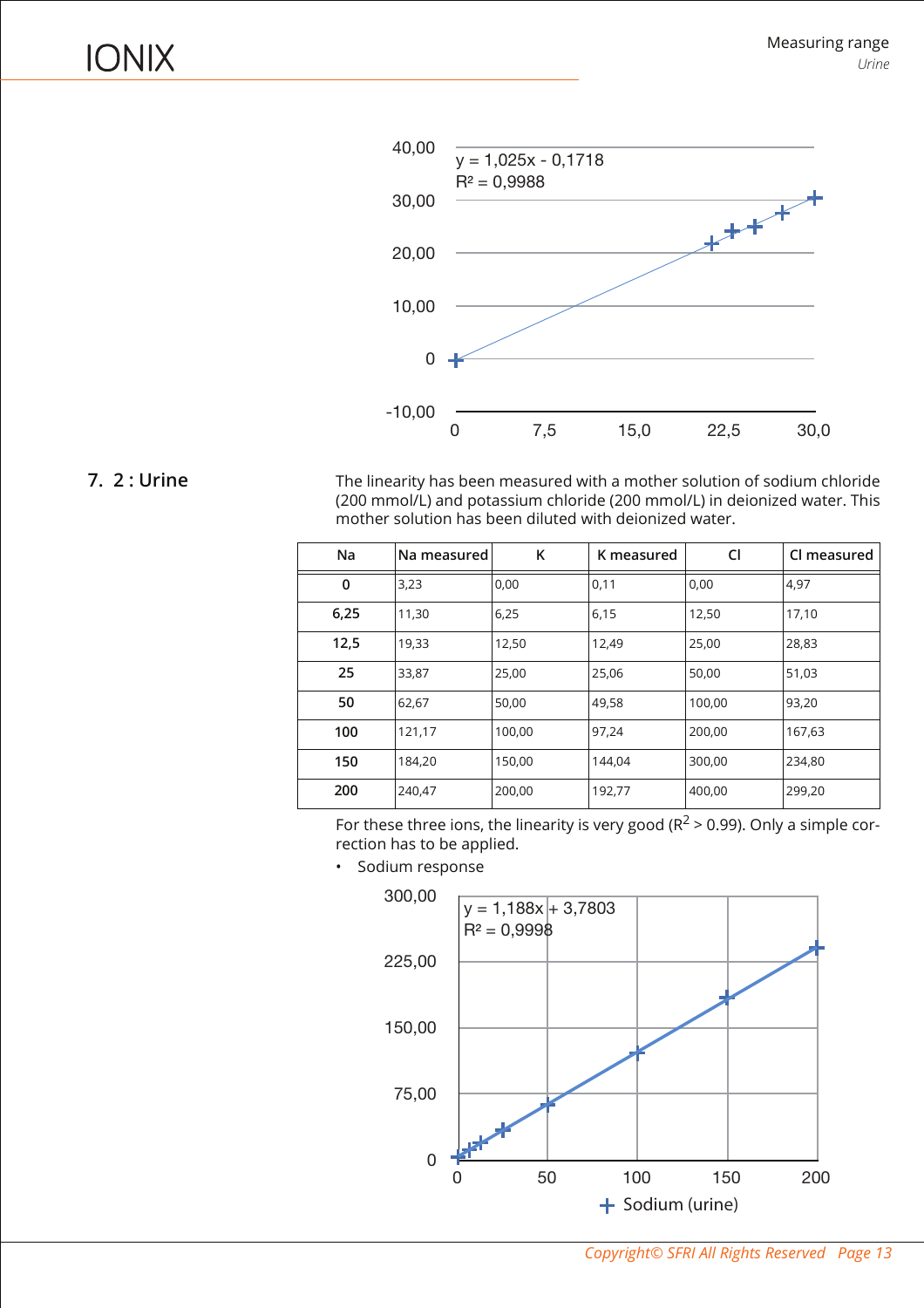y = 1,025x - 0,1718
$R^2$ = 0,9988

## 7. 2 : Urine

The linearity has been measured with a mother solution of sodium chloride (200 mmol/L) and potassium chloride (200 mmol/L) in deionized water. This mother solution has been diluted with deionized water.

| Na | Na measured | K | K measured | Cl | Cl measured |
|---|---|---|---|---|---|
| **0** | 3,23 | 0,00 | 0,11 | 0,00 | 4,97 |
| **6,25** | 11,30 | 6,25 | 6,15 | 12,50 | 17,10 |
| **12,5** | 19,33 | 12,50 | 12,49 | 25,00 | 28,83 |
| **25** | 33,87 | 25,00 | 25,06 | 50,00 | 51,03 |
| **50** | 62,67 | 50,00 | 49,58 | 100,00 | 93,20 |
| **100** | 121,17 | 100,00 | 97,24 | 200,00 | 167,63 |
| **150** | 184,20 | 150,00 | 144,04 | 300,00 | 234,80 |
| **200** | 240,47 | 200,00 | 192,77 | 400,00 | 299,20 |

For these three ions, the linearity is very good ($R^2$ > 0.99). Only a simple correction has to be applied.

- Sodium response

y = 1,188x + 3,7803
$R^2$ = 0,9998

Sodium (urine)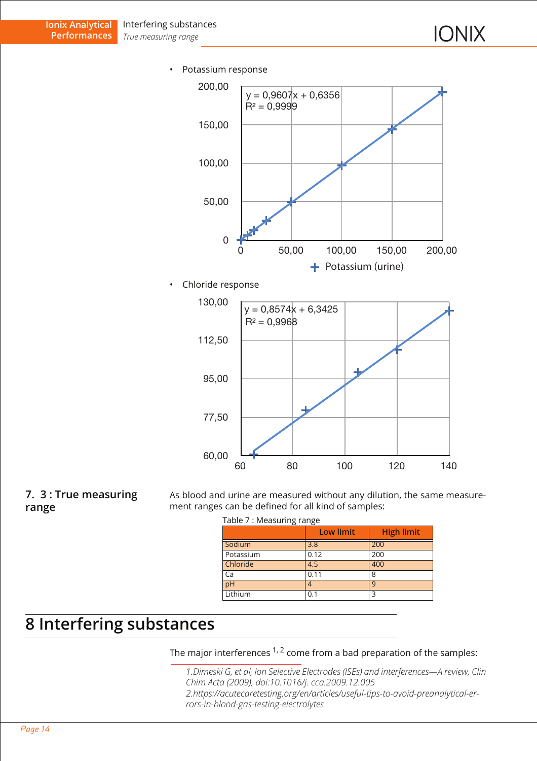- Potassium response

y = 0,9607x + 0,6356
$R^2$ = 0,9999

Potassium (urine)

- Chloride response

y = 0,8574x + 6,3425
$R^2$ = 0,9968

## 7. 3 : True measuring range

As blood and urine are measured without any dilution, the same measurement ranges can be defined for all kind of samples:

Table 7 : Measuring range

| | Low limit | High limit |
|---|---|---|
| Sodium | 3.8 | 200 |
| Potassium | 0.12 | 200 |
| Chloride | 4.5 | 400 |
| Ca | 0.11 | 8 |
| pH | 4 | 9 |
| Lithium | 0.1 | 3 |

# 8 Interfering substances

The major interferences [1, 2] come from a bad preparation of the samples:

*1.Dimeski G, et al, Ion Selective Electrodes (ISEs) and interferences—A review, Clin Chim Acta (2009), doi:10.1016/j. cca.2009.12.005*
*2.https://acutecaretesting.org/en/articles/useful-tips-to-avoid-preanalytical-errors-in-blood-gas-testing-electrolytes*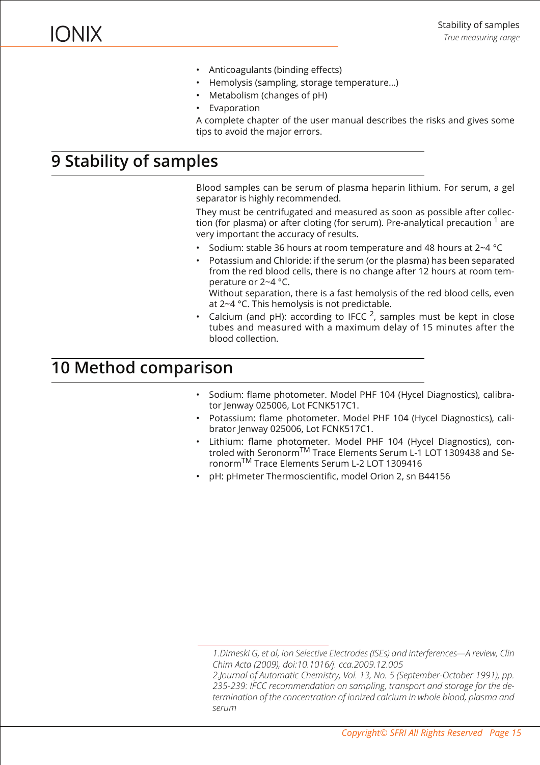- Anticoagulants (binding effects)
- Hemolysis (sampling, storage temperature...)
- Metabolism (changes of pH)
- Evaporation

A complete chapter of the user manual describes the risks and gives some tips to avoid the major errors.

# 9 Stability of samples

Blood samples can be serum of plasma heparin lithium. For serum, a gel separator is highly recommended.

They must be centrifugated and measured as soon as possible after collection (for plasma) or after cloting (for serum). Pre-analytical precaution [1] are very important the accuracy of results.

- Sodium: stable 36 hours at room temperature and 48 hours at 2~4 °C
- Potassium and Chloride: if the serum (or the plasma) has been separated from the red blood cells, there is no change after 12 hours at room temperature or 2~4 °C.
  Without separation, there is a fast hemolysis of the red blood cells, even at 2~4 °C. This hemolysis is not predictable.
- Calcium (and pH): according to IFCC [2], samples must be kept in close tubes and measured with a maximum delay of 15 minutes after the blood collection.

# 10 Method comparison

- Sodium: flame photometer. Model PHF 104 (Hycel Diagnostics), calibrator Jenway 025006, Lot FCNK517C1.
- Potassium: flame photometer. Model PHF 104 (Hycel Diagnostics), calibrator Jenway 025006, Lot FCNK517C1.
- Lithium: flame photometer. Model PHF 104 (Hycel Diagnostics), controled with Seronorm™ Trace Elements Serum L-1 LOT 1309438 and Seronorm™ Trace Elements Serum L-2 LOT 1309416
- pH: pHmeter Thermoscientific, model Orion 2, sn B44156

---

*1.Dimeski G, et al, Ion Selective Electrodes (ISEs) and interferences—A review, Clin Chim Acta (2009), doi:10.1016/j. cca.2009.12.005*

*2.Journal of Automatic Chemistry, Vol. 13, No. 5 (September-October 1991), pp. 235-239: IFCC recommendation on sampling, transport and storage for the determination of the concentration of ionized calcium in whole blood, plasma and serum*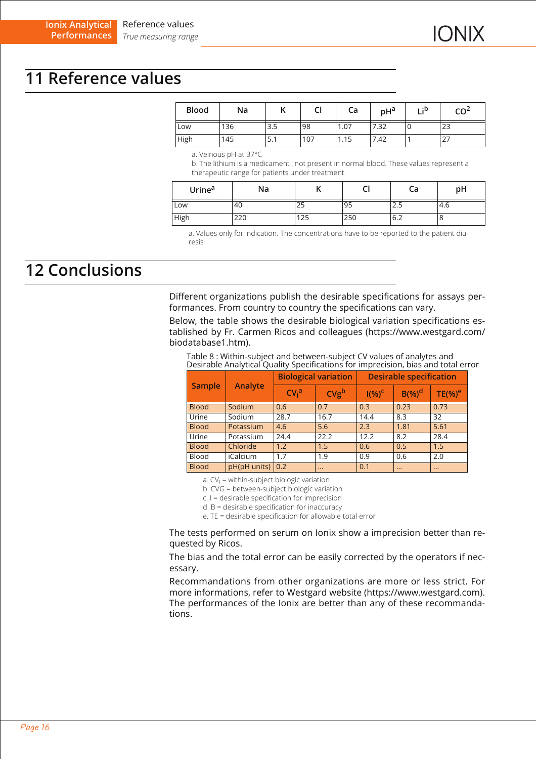# 11 Reference values

| Blood | Na | K | Cl | Ca | pH[a] | Li[b] | $CO^2$ |
|---|---|---|---|---|---|---|---|
| Low | 136 | 3.5 | 98 | 1.07 | 7.32 | 0 | 23 |
| High | 145 | 5.1 | 107 | 1.15 | 7.42 | 1 | 27 |

a. Veinous pH at 37°C

b. The lithium is a medicament , not present in normal blood. These values represent a therapeutic range for patients under treatment.

| Urine[a] | Na | K | Cl | Ca | pH |
|---|---|---|---|---|---|
| Low | 40 | 25 | 95 | 2.5 | 4.6 |
| High | 220 | 125 | 250 | 6.2 | 8 |

a. Values only for indication. The concentrations have to be reported to the patient diuresis

# 12 Conclusions

Different organizations publish the desirable specifications for assays performances. From country to country the specifications can vary.

Below, the table shows the desirable biological variation specifications established by Fr. Carmen Ricos and colleagues (https://www.westgard.com/biodatabase1.htm).

Table 8 : Within-subject and between-subject CV values of analytes and Desirable Analytical Quality Specifications for imprecision, bias and total error

| Sample | Analyte | Biological variation | | Desirable specification | | |
|---|---|---|---|---|---|---|
| | | $CV_i$[a] | CVg[b] | I(%)[c] | B(%)[d] | TE(%)[e] |
| Blood | Sodium | 0.6 | 0.7 | 0.3 | 0.23 | 0.73 |
| Urine | Sodium | 28.7 | 16.7 | 14.4 | 8.3 | 32 |
| Blood | Potassium | 4.6 | 5.6 | 2.3 | 1.81 | 5.61 |
| Urine | Potassium | 24.4 | 22.2 | 12.2 | 8.2 | 28.4 |
| Blood | Chloride | 1.2 | 1.5 | 0.6 | 0.5 | 1.5 |
| Blood | iCalcium | 1.7 | 1.9 | 0.9 | 0.6 | 2.0 |
| Blood | pH(pH units) | 0.2 | ... | 0.1 | ... | ... |

a. $CV_i$ = within-subject biologic variation

b. CVG = between-subject biologic variation

c. I = desirable specification for imprecision

d. B = desirable specification for inaccuracy

e. TE = desirable specification for allowable total error

The tests performed on serum on Ionix show a imprecision better than requested by Ricos.

The bias and the total error can be easily corrected by the operators if necessary.

Recommandations from other organizations are more or less strict. For more informations, refer to Westgard website (https://www.westgard.com). The performances of the Ionix are better than any of these recommandations.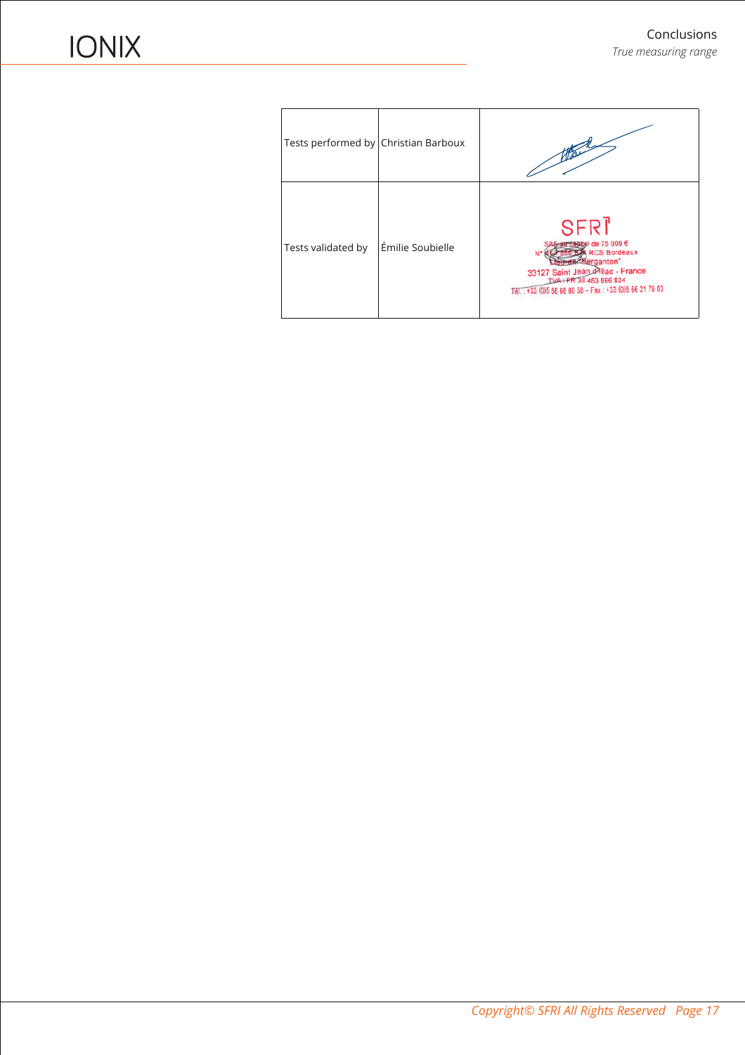| | | |
|---|---|---|
| Tests performed by | Christian Barboux | |
| Tests validated by | Émilie Soubielle | SFRI<br>SAS au capital de 75 000 €<br>N° 412 886 824 RCS Bordeaux<br>Lieu dit "Berganton"<br>33127 Saint Jean d'Illac - France<br>TVA : FR 38 453 866 824<br>Tél. : +33 (0)5 56 68 80 50 – Fax : +33 (0)5 56 21 79 03 |